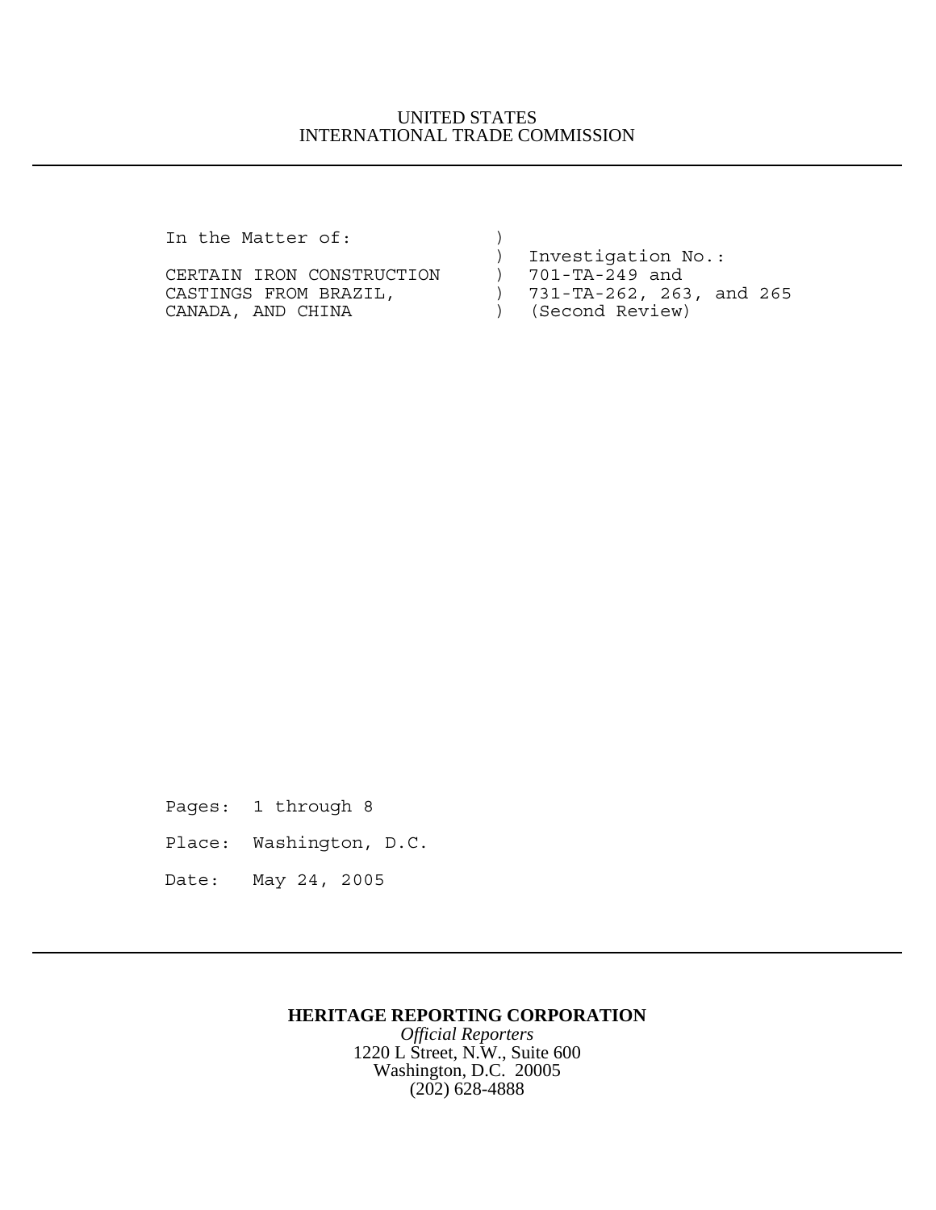UNITED STATES
INTERNATIONAL TRADE COMMISSION

---

```
In the Matter of:              )
                               )  Investigation No.:
CERTAIN IRON CONSTRUCTION      )  701-TA-249 and
CASTINGS FROM BRAZIL,          )  731-TA-262, 263, and 265
CANADA, AND CHINA              )  (Second Review)
```

Pages: 1 through 8

Place: Washington, D.C.

Date: May 24, 2005

---

**HERITAGE REPORTING CORPORATION**
*Official Reporters*
1220 L Street, N.W., Suite 600
Washington, D.C. 20005
(202) 628-4888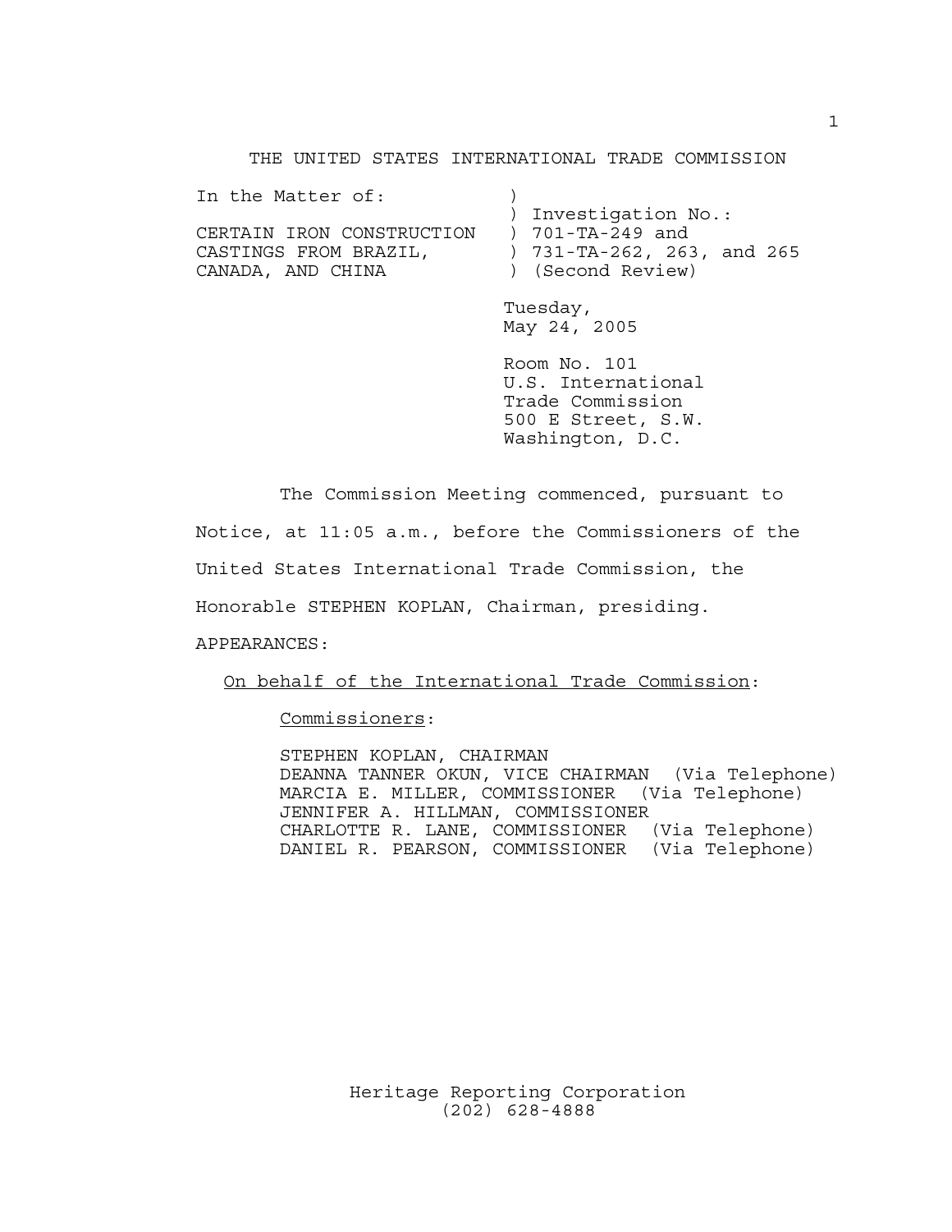THE UNITED STATES INTERNATIONAL TRADE COMMISSION

| In the Matter of: | ) |
|---|---|
| | ) Investigation No.: |
| CERTAIN IRON CONSTRUCTION | ) 701-TA-249 and |
| CASTINGS FROM BRAZIL, | ) 731-TA-262, 263, and 265 |
| CANADA, AND CHINA | ) (Second Review) |

Tuesday,
May 24, 2005

Room No. 101
U.S. International
Trade Commission
500 E Street, S.W.
Washington, D.C.

The Commission Meeting commenced, pursuant to Notice, at 11:05 a.m., before the Commissioners of the United States International Trade Commission, the Honorable STEPHEN KOPLAN, Chairman, presiding.

APPEARANCES:

On behalf of the International Trade Commission:

Commissioners:

STEPHEN KOPLAN, CHAIRMAN
DEANNA TANNER OKUN, VICE CHAIRMAN (Via Telephone)
MARCIA E. MILLER, COMMISSIONER (Via Telephone)
JENNIFER A. HILLMAN, COMMISSIONER
CHARLOTTE R. LANE, COMMISSIONER (Via Telephone)
DANIEL R. PEARSON, COMMISSIONER (Via Telephone)

Heritage Reporting Corporation
(202) 628-4888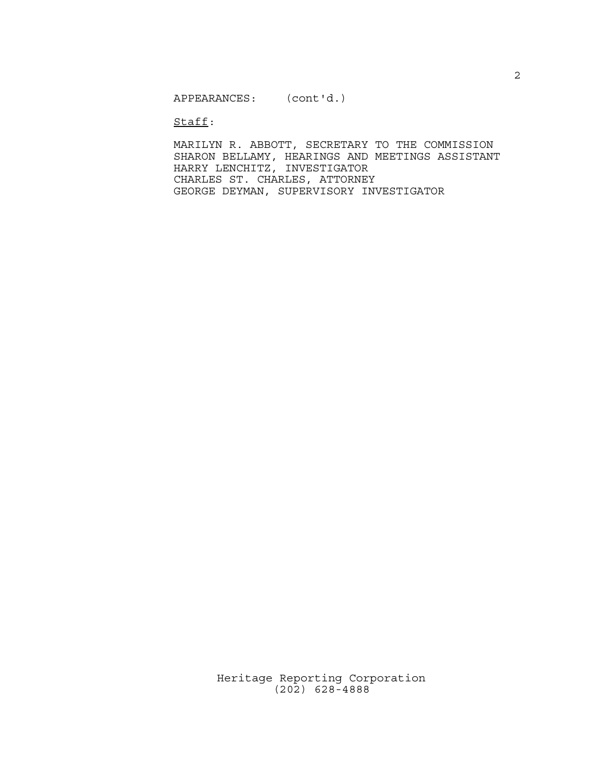APPEARANCES: (cont'd.)

Staff:

MARILYN R. ABBOTT, SECRETARY TO THE COMMISSION
SHARON BELLAMY, HEARINGS AND MEETINGS ASSISTANT
HARRY LENCHITZ, INVESTIGATOR
CHARLES ST. CHARLES, ATTORNEY
GEORGE DEYMAN, SUPERVISORY INVESTIGATOR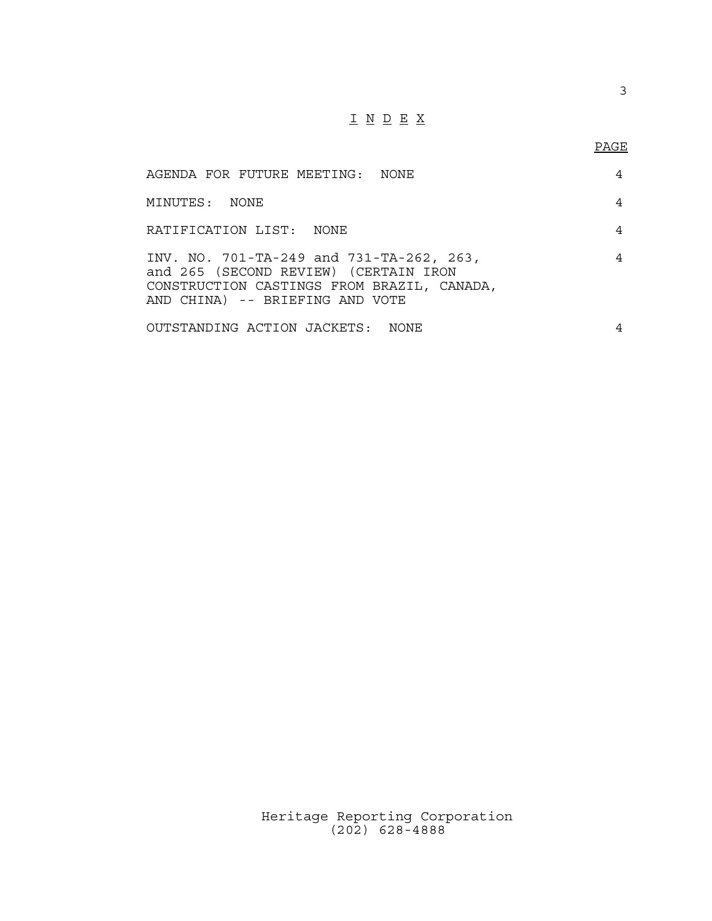# I N D E X

| | PAGE |
|---|---|
| AGENDA FOR FUTURE MEETING: NONE | 4 |
| MINUTES: NONE | 4 |
| RATIFICATION LIST: NONE | 4 |
| INV. NO. 701-TA-249 and 731-TA-262, 263, and 265 (SECOND REVIEW) (CERTAIN IRON CONSTRUCTION CASTINGS FROM BRAZIL, CANADA, AND CHINA) -- BRIEFING AND VOTE | 4 |
| OUTSTANDING ACTION JACKETS: NONE | 4 |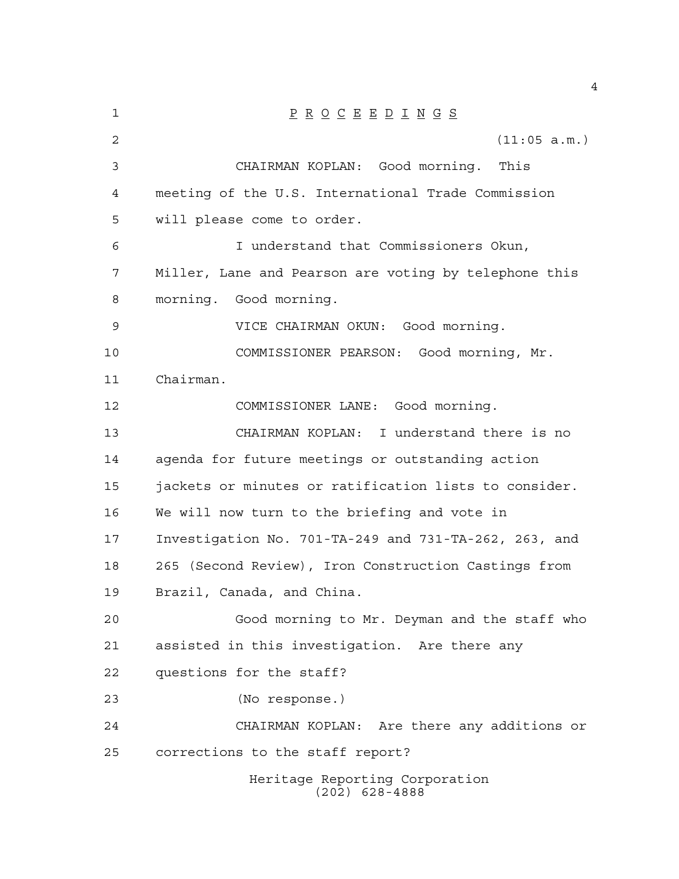P R O C E E D I N G S

(11:05 a.m.)

CHAIRMAN KOPLAN: Good morning. This meeting of the U.S. International Trade Commission will please come to order.

I understand that Commissioners Okun, Miller, Lane and Pearson are voting by telephone this morning. Good morning.

VICE CHAIRMAN OKUN: Good morning.

COMMISSIONER PEARSON: Good morning, Mr. Chairman.

COMMISSIONER LANE: Good morning.

CHAIRMAN KOPLAN: I understand there is no agenda for future meetings or outstanding action jackets or minutes or ratification lists to consider. We will now turn to the briefing and vote in Investigation No. 701-TA-249 and 731-TA-262, 263, and 265 (Second Review), Iron Construction Castings from Brazil, Canada, and China.

Good morning to Mr. Deyman and the staff who assisted in this investigation. Are there any questions for the staff?

(No response.)

CHAIRMAN KOPLAN: Are there any additions or corrections to the staff report?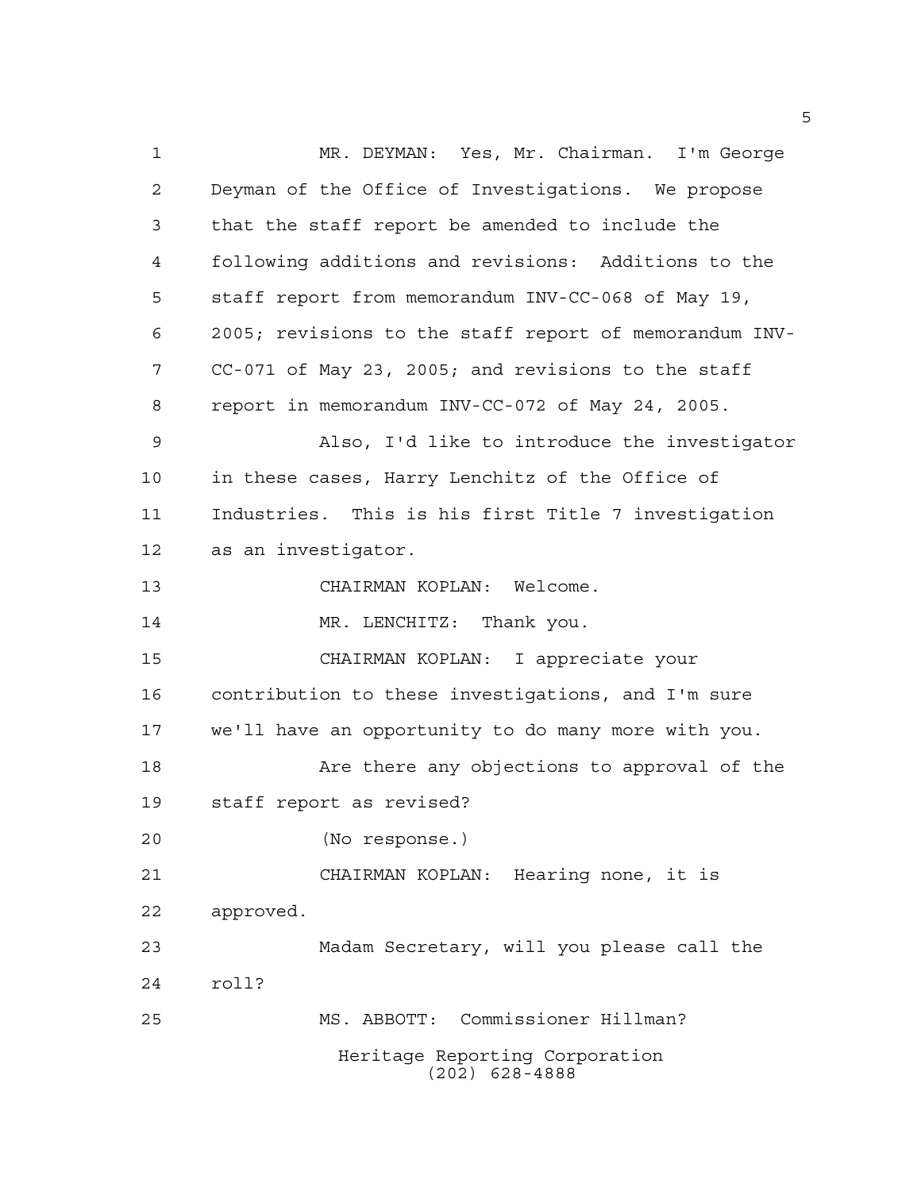MR. DEYMAN: Yes, Mr. Chairman. I'm George Deyman of the Office of Investigations. We propose that the staff report be amended to include the following additions and revisions: Additions to the staff report from memorandum INV-CC-068 of May 19, 2005; revisions to the staff report of memorandum INV-CC-071 of May 23, 2005; and revisions to the staff report in memorandum INV-CC-072 of May 24, 2005.

Also, I'd like to introduce the investigator in these cases, Harry Lenchitz of the Office of Industries. This is his first Title 7 investigation as an investigator.

CHAIRMAN KOPLAN: Welcome.

MR. LENCHITZ: Thank you.

CHAIRMAN KOPLAN: I appreciate your contribution to these investigations, and I'm sure we'll have an opportunity to do many more with you.

Are there any objections to approval of the staff report as revised?

(No response.)

CHAIRMAN KOPLAN: Hearing none, it is approved.

Madam Secretary, will you please call the roll?

MS. ABBOTT: Commissioner Hillman?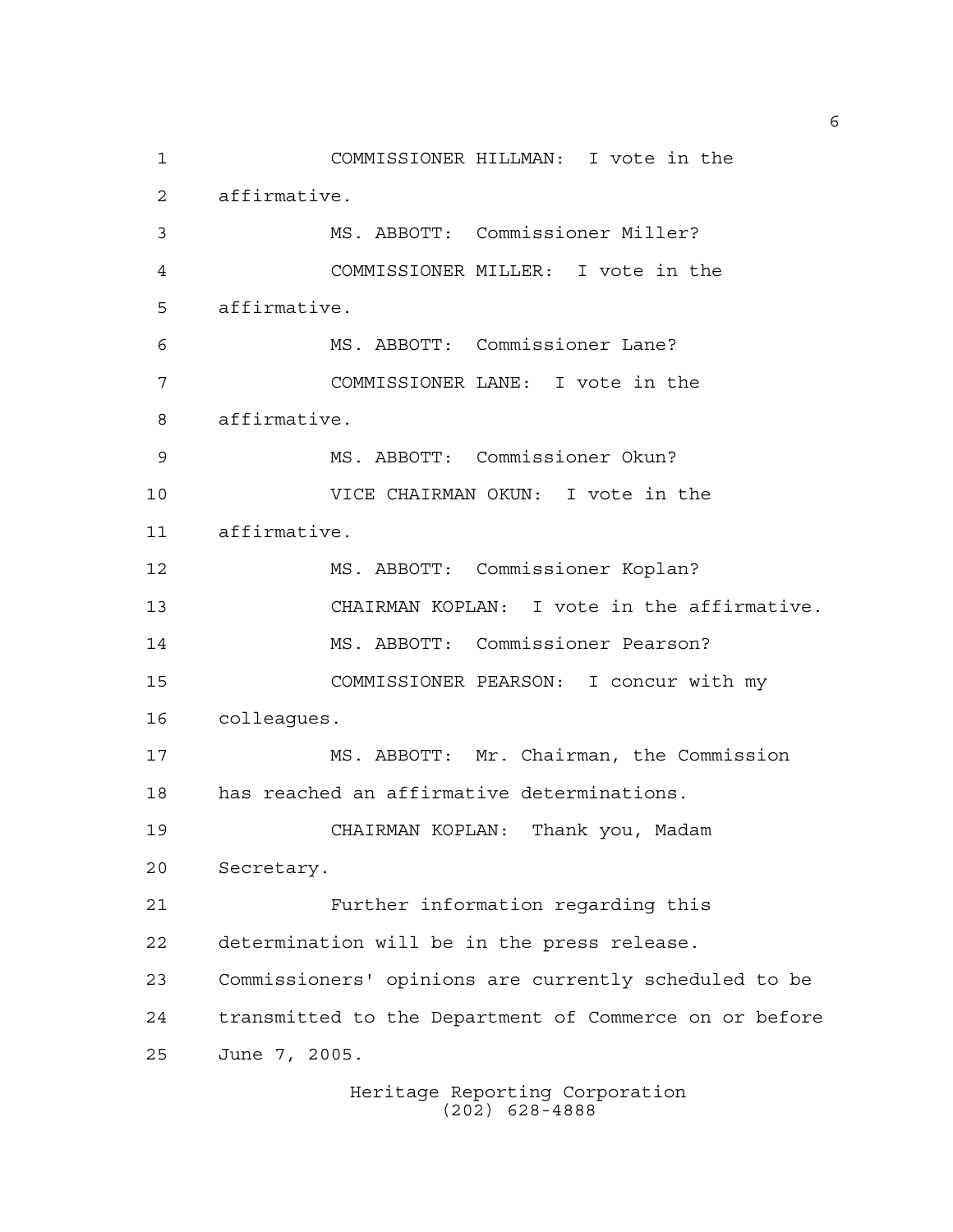COMMISSIONER HILLMAN: I vote in the affirmative.

MS. ABBOTT: Commissioner Miller?

COMMISSIONER MILLER: I vote in the affirmative.

MS. ABBOTT: Commissioner Lane?

COMMISSIONER LANE: I vote in the affirmative.

MS. ABBOTT: Commissioner Okun?

VICE CHAIRMAN OKUN: I vote in the affirmative.

MS. ABBOTT: Commissioner Koplan?

CHAIRMAN KOPLAN: I vote in the affirmative.

MS. ABBOTT: Commissioner Pearson?

COMMISSIONER PEARSON: I concur with my colleagues.

MS. ABBOTT: Mr. Chairman, the Commission has reached an affirmative determinations.

CHAIRMAN KOPLAN: Thank you, Madam Secretary.

Further information regarding this determination will be in the press release. Commissioners' opinions are currently scheduled to be transmitted to the Department of Commerce on or before June 7, 2005.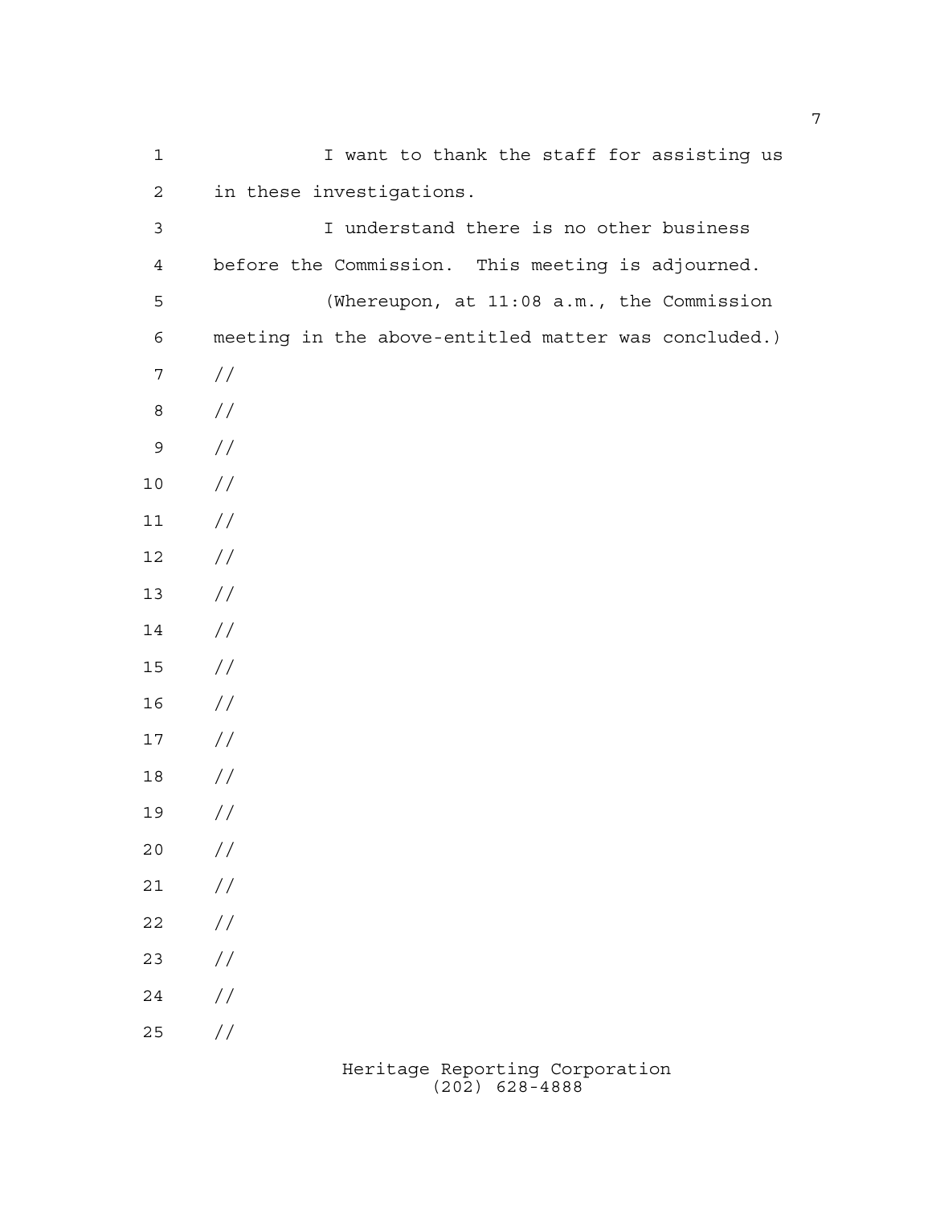I want to thank the staff for assisting us in these investigations.

I understand there is no other business before the Commission. This meeting is adjourned.

(Whereupon, at 11:08 a.m., the Commission meeting in the above-entitled matter was concluded.)

//

//

//

//

//

//

//

//

//

//

//

//

//

//

//

//

//

//

//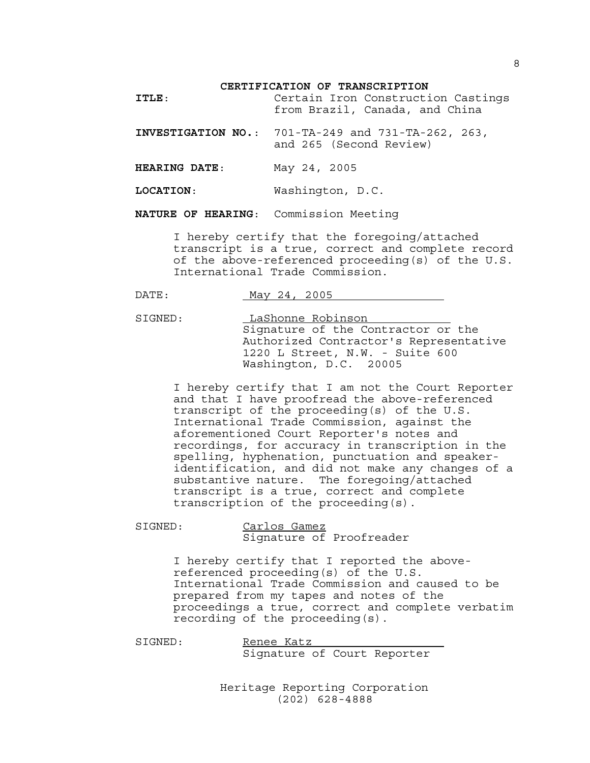**CERTIFICATION OF TRANSCRIPTION**

**ITLE**: Certain Iron Construction Castings from Brazil, Canada, and China

**INVESTIGATION NO.**: 701-TA-249 and 731-TA-262, 263, and 265 (Second Review)

**HEARING DATE**: May 24, 2005

**LOCATION**: Washington, D.C.

**NATURE OF HEARING**: Commission Meeting

I hereby certify that the foregoing/attached transcript is a true, correct and complete record of the above-referenced proceeding(s) of the U.S. International Trade Commission.

DATE: May 24, 2005

SIGNED: LaShonne Robinson
Signature of the Contractor or the Authorized Contractor's Representative
1220 L Street, N.W. - Suite 600
Washington, D.C. 20005

I hereby certify that I am not the Court Reporter and that I have proofread the above-referenced transcript of the proceeding(s) of the U.S. International Trade Commission, against the aforementioned Court Reporter's notes and recordings, for accuracy in transcription in the spelling, hyphenation, punctuation and speaker-identification, and did not make any changes of a substantive nature. The foregoing/attached transcript is a true, correct and complete transcription of the proceeding(s).

SIGNED: Carlos Gamez
Signature of Proofreader

I hereby certify that I reported the above-referenced proceeding(s) of the U.S. International Trade Commission and caused to be prepared from my tapes and notes of the proceedings a true, correct and complete verbatim recording of the proceeding(s).

SIGNED: Renee Katz
Signature of Court Reporter